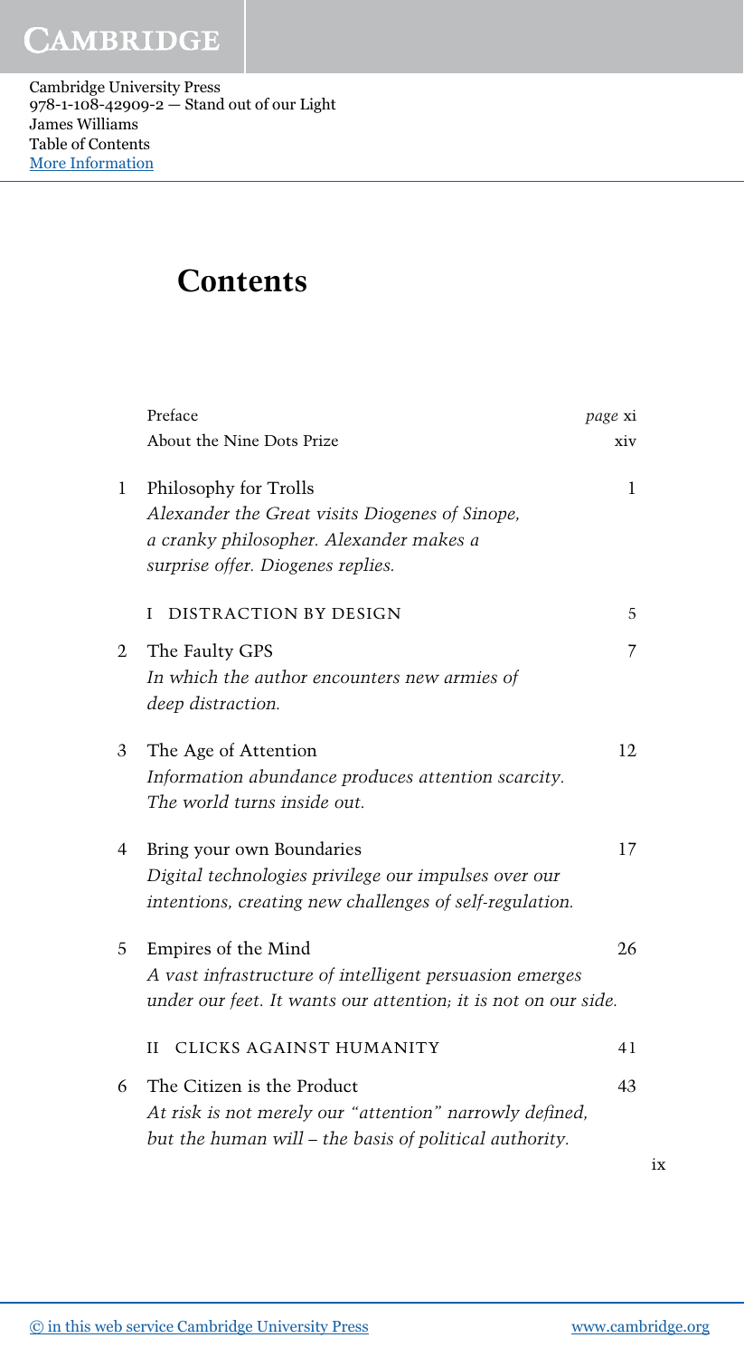# Contents

| | | |
|---|---|---|
| | Preface | *page* xi |
| | About the Nine Dots Prize | xiv |
| 1 | Philosophy for Trolls<br>*Alexander the Great visits Diogenes of Sinope, a cranky philosopher. Alexander makes a surprise offer. Diogenes replies.* | 1 |
| | I DISTRACTION BY DESIGN | 5 |
| 2 | The Faulty GPS<br>*In which the author encounters new armies of deep distraction.* | 7 |
| 3 | The Age of Attention<br>*Information abundance produces attention scarcity. The world turns inside out.* | 12 |
| 4 | Bring your own Boundaries<br>*Digital technologies privilege our impulses over our intentions, creating new challenges of self-regulation.* | 17 |
| 5 | Empires of the Mind<br>*A vast infrastructure of intelligent persuasion emerges under our feet. It wants our attention; it is not on our side.* | 26 |
| | II CLICKS AGAINST HUMANITY | 41 |
| 6 | The Citizen is the Product<br>*At risk is not merely our "attention" narrowly defined, but the human will – the basis of political authority.* | 43 |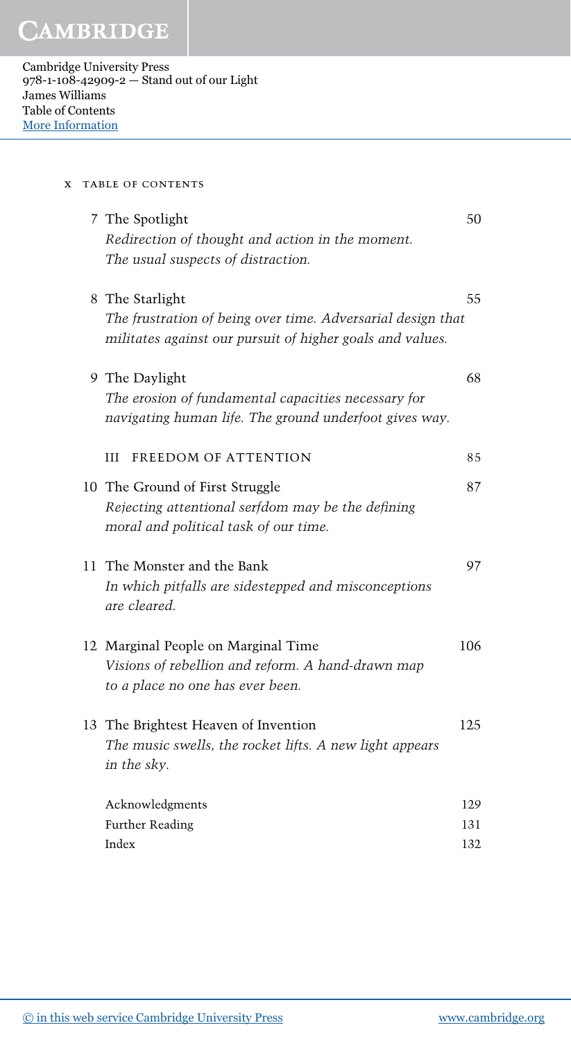| | | |
|---|---|---|
| 7 | The Spotlight<br>*Redirection of thought and action in the moment. The usual suspects of distraction.* | 50 |
| 8 | The Starlight<br>*The frustration of being over time. Adversarial design that militates against our pursuit of higher goals and values.* | 55 |
| 9 | The Daylight<br>*The erosion of fundamental capacities necessary for navigating human life. The ground underfoot gives way.* | 68 |
| | III FREEDOM OF ATTENTION | 85 |
| 10 | The Ground of First Struggle<br>*Rejecting attentional serfdom may be the defining moral and political task of our time.* | 87 |
| 11 | The Monster and the Bank<br>*In which pitfalls are sidestepped and misconceptions are cleared.* | 97 |
| 12 | Marginal People on Marginal Time<br>*Visions of rebellion and reform. A hand-drawn map to a place no one has ever been.* | 106 |
| 13 | The Brightest Heaven of Invention<br>*The music swells, the rocket lifts. A new light appears in the sky.* | 125 |
| | Acknowledgments | 129 |
| | Further Reading | 131 |
| | Index | 132 |